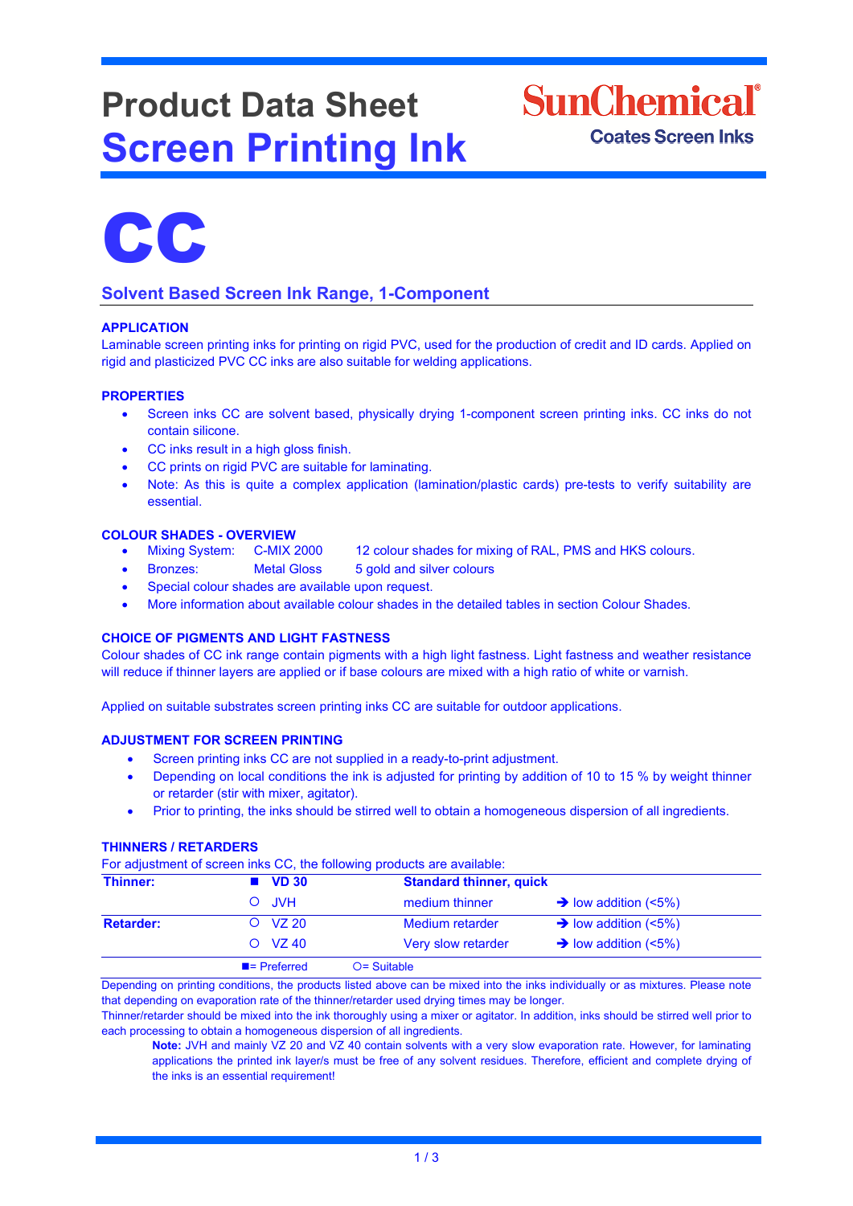# Product Data Sheet
# Screen Printing Ink

SunChemical
Coates Screen Inks

# CC

## Solvent Based Screen Ink Range, 1-Component

### APPLICATION

Laminable screen printing inks for printing on rigid PVC, used for the production of credit and ID cards. Applied on rigid and plasticized PVC CC inks are also suitable for welding applications.

### PROPERTIES

- Screen inks CC are solvent based, physically drying 1-component screen printing inks. CC inks do not contain silicone.
- CC inks result in a high gloss finish.
- CC prints on rigid PVC are suitable for laminating.
- Note: As this is quite a complex application (lamination/plastic cards) pre-tests to verify suitability are essential.

### COLOUR SHADES - OVERVIEW

- Mixing System: C-MIX 2000 12 colour shades for mixing of RAL, PMS and HKS colours.
- Bronzes: Metal Gloss 5 gold and silver colours
- Special colour shades are available upon request.
- More information about available colour shades in the detailed tables in section Colour Shades.

### CHOICE OF PIGMENTS AND LIGHT FASTNESS

Colour shades of CC ink range contain pigments with a high light fastness. Light fastness and weather resistance will reduce if thinner layers are applied or if base colours are mixed with a high ratio of white or varnish.

Applied on suitable substrates screen printing inks CC are suitable for outdoor applications.

### ADJUSTMENT FOR SCREEN PRINTING

- Screen printing inks CC are not supplied in a ready-to-print adjustment.
- Depending on local conditions the ink is adjusted for printing by addition of 10 to 15 % by weight thinner or retarder (stir with mixer, agitator).
- Prior to printing, the inks should be stirred well to obtain a homogeneous dispersion of all ingredients.

### THINNERS / RETARDERS

For adjustment of screen inks CC, the following products are available:

| | | | |
|---|---|---|---|
| **Thinner:** | ■ **VD 30** | **Standard thinner, quick** | |
| | ○ JVH | medium thinner | → low addition (<5%) |
| **Retarder:** | ○ VZ 20 | Medium retarder | → low addition (<5%) |
| | ○ VZ 40 | Very slow retarder | → low addition (<5%) |
| | ■= Preferred | ○= Suitable | |

Depending on printing conditions, the products listed above can be mixed into the inks individually or as mixtures. Please note that depending on evaporation rate of the thinner/retarder used drying times may be longer.

Thinner/retarder should be mixed into the ink thoroughly using a mixer or agitator. In addition, inks should be stirred well prior to each processing to obtain a homogeneous dispersion of all ingredients.

**Note:** JVH and mainly VZ 20 and VZ 40 contain solvents with a very slow evaporation rate. However, for laminating applications the printed ink layer/s must be free of any solvent residues. Therefore, efficient and complete drying of the inks is an essential requirement!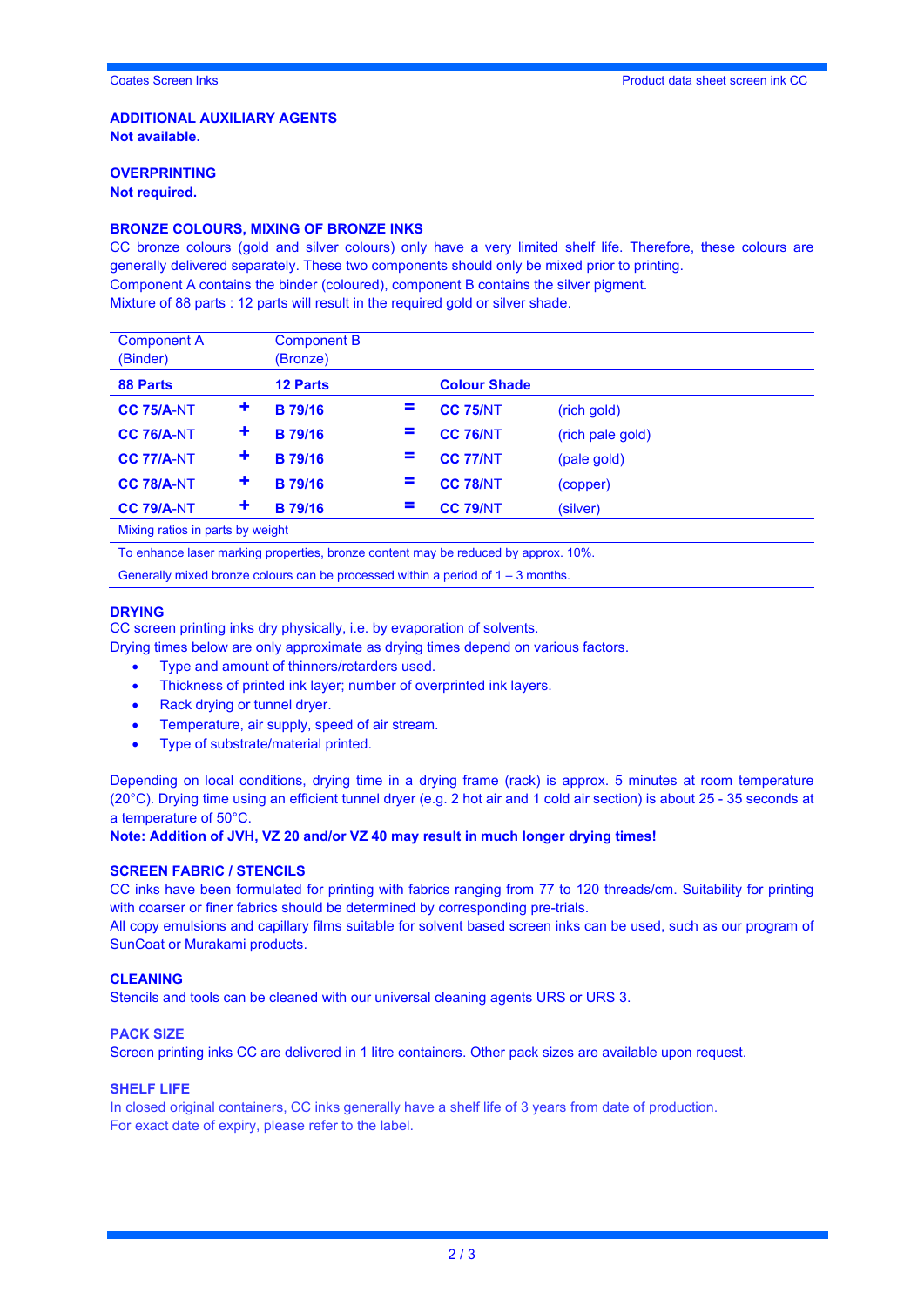## ADDITIONAL AUXILIARY AGENTS

**Not available.**

## OVERPRINTING

**Not required.**

## BRONZE COLOURS, MIXING OF BRONZE INKS

CC bronze colours (gold and silver colours) only have a very limited shelf life. Therefore, these colours are generally delivered separately. These two components should only be mixed prior to printing.
Component A contains the binder (coloured), component B contains the silver pigment.
Mixture of 88 parts : 12 parts will result in the required gold or silver shade.

| Component A (Binder) | | Component B (Bronze) | | | |
|---|---|---|---|---|---|
| **88 Parts** | | **12 Parts** | | **Colour Shade** | |
| **CC 75/A**-NT | + | **B 79/16** | = | **CC 75**/NT | (rich gold) |
| **CC 76/A**-NT | + | **B 79/16** | = | **CC 76**/NT | (rich pale gold) |
| **CC 77/A**-NT | + | **B 79/16** | = | **CC 77**/NT | (pale gold) |
| **CC 78/A**-NT | + | **B 79/16** | = | **CC 78**/NT | (copper) |
| **CC 79/A**-NT | + | **B 79/16** | = | **CC 79**/NT | (silver) |

Mixing ratios in parts by weight

To enhance laser marking properties, bronze content may be reduced by approx. 10%.

Generally mixed bronze colours can be processed within a period of 1 – 3 months.

## DRYING

CC screen printing inks dry physically, i.e. by evaporation of solvents.
Drying times below are only approximate as drying times depend on various factors.

- Type and amount of thinners/retarders used.
- Thickness of printed ink layer; number of overprinted ink layers.
- Rack drying or tunnel dryer.
- Temperature, air supply, speed of air stream.
- Type of substrate/material printed.

Depending on local conditions, drying time in a drying frame (rack) is approx. 5 minutes at room temperature (20°C). Drying time using an efficient tunnel dryer (e.g. 2 hot air and 1 cold air section) is about 25 - 35 seconds at a temperature of 50°C.
**Note: Addition of JVH, VZ 20 and/or VZ 40 may result in much longer drying times!**

## SCREEN FABRIC / STENCILS

CC inks have been formulated for printing with fabrics ranging from 77 to 120 threads/cm. Suitability for printing with coarser or finer fabrics should be determined by corresponding pre-trials.
All copy emulsions and capillary films suitable for solvent based screen inks can be used, such as our program of SunCoat or Murakami products.

## CLEANING

Stencils and tools can be cleaned with our universal cleaning agents URS or URS 3.

## PACK SIZE

Screen printing inks CC are delivered in 1 litre containers. Other pack sizes are available upon request.

## SHELF LIFE

In closed original containers, CC inks generally have a shelf life of 3 years from date of production.
For exact date of expiry, please refer to the label.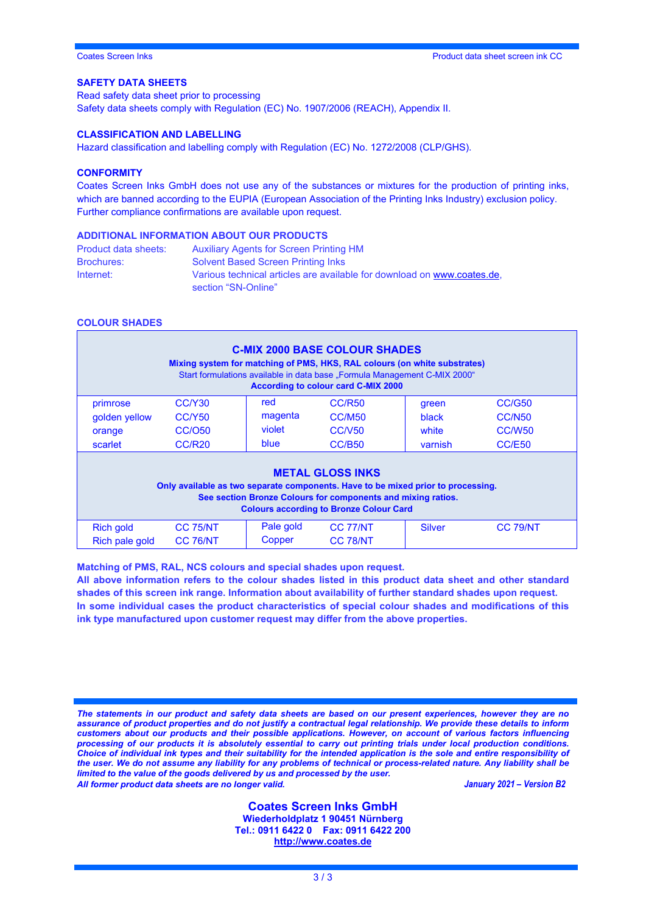## SAFETY DATA SHEETS

Read safety data sheet prior to processing
Safety data sheets comply with Regulation (EC) No. 1907/2006 (REACH), Appendix II.

## CLASSIFICATION AND LABELLING

Hazard classification and labelling comply with Regulation (EC) No. 1272/2008 (CLP/GHS).

## CONFORMITY

Coates Screen Inks GmbH does not use any of the substances or mixtures for the production of printing inks, which are banned according to the EUPIA (European Association of the Printing Inks Industry) exclusion policy. Further compliance confirmations are available upon request.

## ADDITIONAL INFORMATION ABOUT OUR PRODUCTS

| | |
|---|---|
| Product data sheets: | Auxiliary Agents for Screen Printing HM |
| Brochures: | Solvent Based Screen Printing Inks |
| Internet: | Various technical articles are available for download on www.coates.de, section "SN-Online" |

## COLOUR SHADES

**C-MIX 2000 BASE COLOUR SHADES**
**Mixing system for matching of PMS, HKS, RAL colours (on white substrates)**
Start formulations available in data base „Formula Management C-MIX 2000“
**According to colour card C-MIX 2000**

| | | | | | |
|---|---|---|---|---|---|
| primrose | CC/Y30 | red | CC/R50 | green | CC/G50 |
| golden yellow | CC/Y50 | magenta | CC/M50 | black | CC/N50 |
| orange | CC/O50 | violet | CC/V50 | white | CC/W50 |
| scarlet | CC/R20 | blue | CC/B50 | varnish | CC/E50 |

**METAL GLOSS INKS**
**Only available as two separate components. Have to be mixed prior to processing.**
**See section Bronze Colours for components and mixing ratios.**
**Colours according to Bronze Colour Card**

| | | | | | |
|---|---|---|---|---|---|
| Rich gold | CC 75/NT | Pale gold | CC 77/NT | Silver | CC 79/NT |
| Rich pale gold | CC 76/NT | Copper | CC 78/NT | | |

**Matching of PMS, RAL, NCS colours and special shades upon request.**
**All above information refers to the colour shades listed in this product data sheet and other standard shades of this screen ink range. Information about availability of further standard shades upon request.**
**In some individual cases the product characteristics of special colour shades and modifications of this ink type manufactured upon customer request may differ from the above properties.**

***The statements in our product and safety data sheets are based on our present experiences, however they are no assurance of product properties and do not justify a contractual legal relationship. We provide these details to inform customers about our products and their possible applications. However, on account of various factors influencing processing of our products it is absolutely essential to carry out printing trials under local production conditions. Choice of individual ink types and their suitability for the intended application is the sole and entire responsibility of the user. We do not assume any liability for any problems of technical or process-related nature. Any liability shall be limited to the value of the goods delivered by us and processed by the user.***
***All former product data sheets are no longer valid.*** ***January 2021 – Version B2***

**Coates Screen Inks GmbH**
**Wiederholdplatz 1 90451 Nürnberg**
**Tel.: 0911 6422 0 Fax: 0911 6422 200**
**http://www.coates.de**